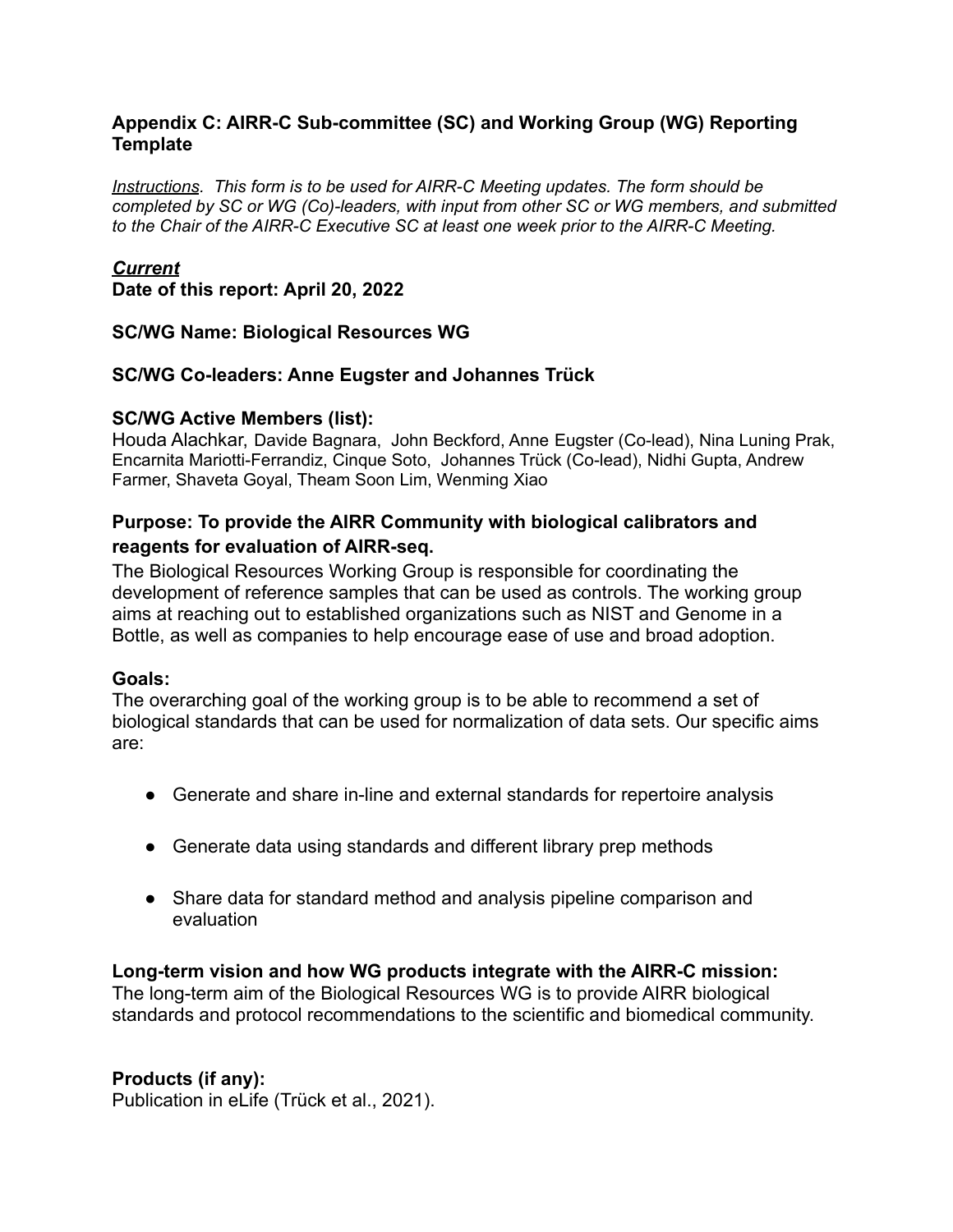### Appendix C: AIRR-C Sub-committee (SC) and Working Group (WG) Reporting Template

*Instructions. This form is to be used for AIRR-C Meeting updates. The form should be completed by SC or WG (Co)-leaders, with input from other SC or WG members, and submitted to the Chair of the AIRR-C Executive SC at least one week prior to the AIRR-C Meeting.*

***Current***

**Date of this report: April 20, 2022**

**SC/WG Name: Biological Resources WG**

**SC/WG Co-leaders: Anne Eugster and Johannes Trück**

**SC/WG Active Members (list):**

Houda Alachkar, Davide Bagnara, John Beckford, Anne Eugster (Co-lead), Nina Luning Prak, Encarnita Mariotti-Ferrandiz, Cinque Soto, Johannes Trück (Co-lead), Nidhi Gupta, Andrew Farmer, Shaveta Goyal, Theam Soon Lim, Wenming Xiao

**Purpose: To provide the AIRR Community with biological calibrators and reagents for evaluation of AIRR-seq.**

The Biological Resources Working Group is responsible for coordinating the development of reference samples that can be used as controls. The working group aims at reaching out to established organizations such as NIST and Genome in a Bottle, as well as companies to help encourage ease of use and broad adoption.

**Goals:**

The overarching goal of the working group is to be able to recommend a set of biological standards that can be used for normalization of data sets. Our specific aims are:

- Generate and share in-line and external standards for repertoire analysis
- Generate data using standards and different library prep methods
- Share data for standard method and analysis pipeline comparison and evaluation

**Long-term vision and how WG products integrate with the AIRR-C mission:**

The long-term aim of the Biological Resources WG is to provide AIRR biological standards and protocol recommendations to the scientific and biomedical community.

**Products (if any):**

Publication in eLife (Trück et al., 2021).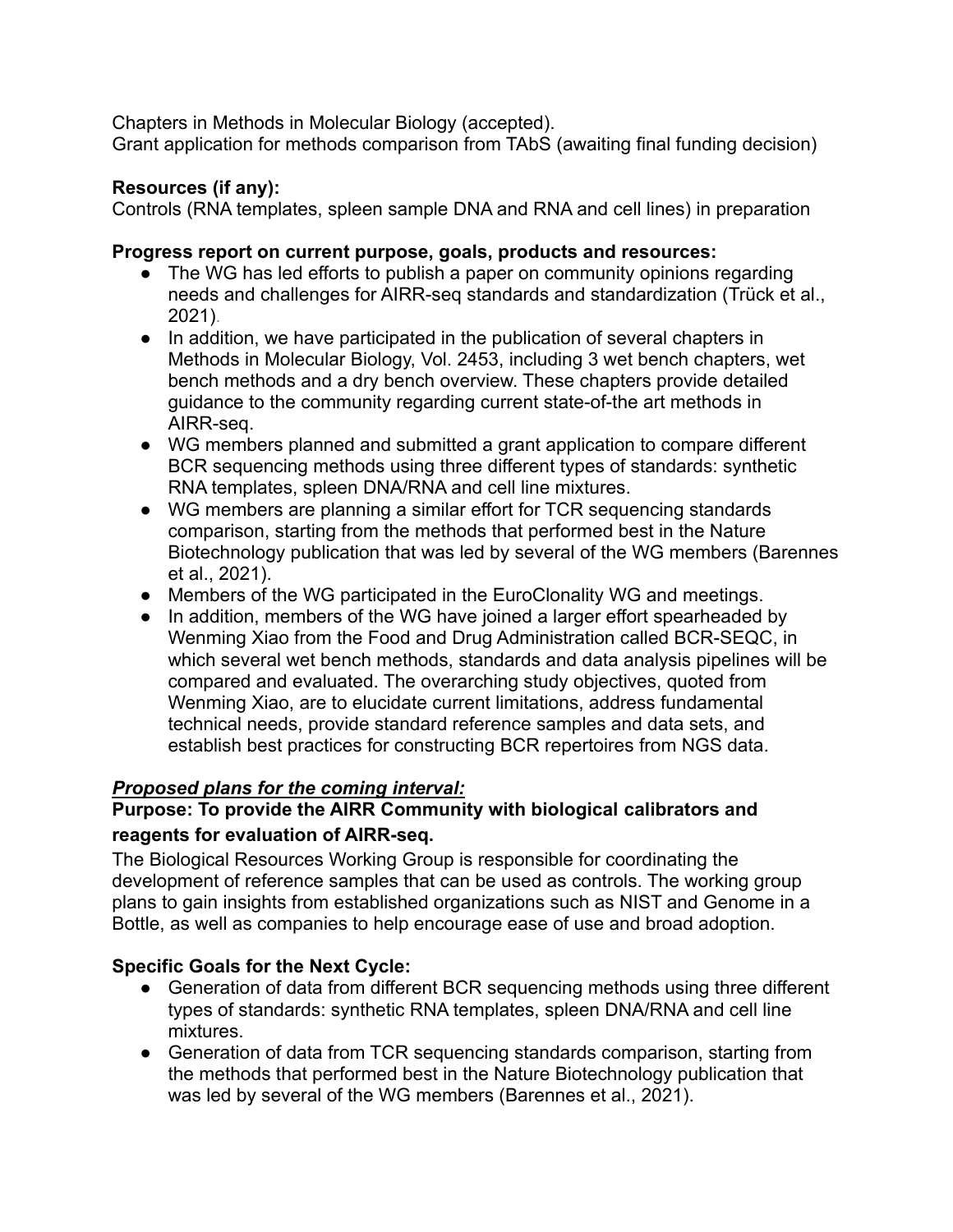Chapters in Methods in Molecular Biology (accepted).
Grant application for methods comparison from TAbS (awaiting final funding decision)

**Resources (if any):**
Controls (RNA templates, spleen sample DNA and RNA and cell lines) in preparation

**Progress report on current purpose, goals, products and resources:**

- The WG has led efforts to publish a paper on community opinions regarding needs and challenges for AIRR-seq standards and standardization (Trück et al., 2021).
- In addition, we have participated in the publication of several chapters in Methods in Molecular Biology, Vol. 2453, including 3 wet bench chapters, wet bench methods and a dry bench overview. These chapters provide detailed guidance to the community regarding current state-of-the art methods in AIRR-seq.
- WG members planned and submitted a grant application to compare different BCR sequencing methods using three different types of standards: synthetic RNA templates, spleen DNA/RNA and cell line mixtures.
- WG members are planning a similar effort for TCR sequencing standards comparison, starting from the methods that performed best in the Nature Biotechnology publication that was led by several of the WG members (Barennes et al., 2021).
- Members of the WG participated in the EuroClonality WG and meetings.
- In addition, members of the WG have joined a larger effort spearheaded by Wenming Xiao from the Food and Drug Administration called BCR-SEQC, in which several wet bench methods, standards and data analysis pipelines will be compared and evaluated. The overarching study objectives, quoted from Wenming Xiao, are to elucidate current limitations, address fundamental technical needs, provide standard reference samples and data sets, and establish best practices for constructing BCR repertoires from NGS data.

***<u>Proposed plans for the coming interval:</u>***

**Purpose: To provide the AIRR Community with biological calibrators and reagents for evaluation of AIRR-seq.**

The Biological Resources Working Group is responsible for coordinating the development of reference samples that can be used as controls. The working group plans to gain insights from established organizations such as NIST and Genome in a Bottle, as well as companies to help encourage ease of use and broad adoption.

**Specific Goals for the Next Cycle:**

- Generation of data from different BCR sequencing methods using three different types of standards: synthetic RNA templates, spleen DNA/RNA and cell line mixtures.
- Generation of data from TCR sequencing standards comparison, starting from the methods that performed best in the Nature Biotechnology publication that was led by several of the WG members (Barennes et al., 2021).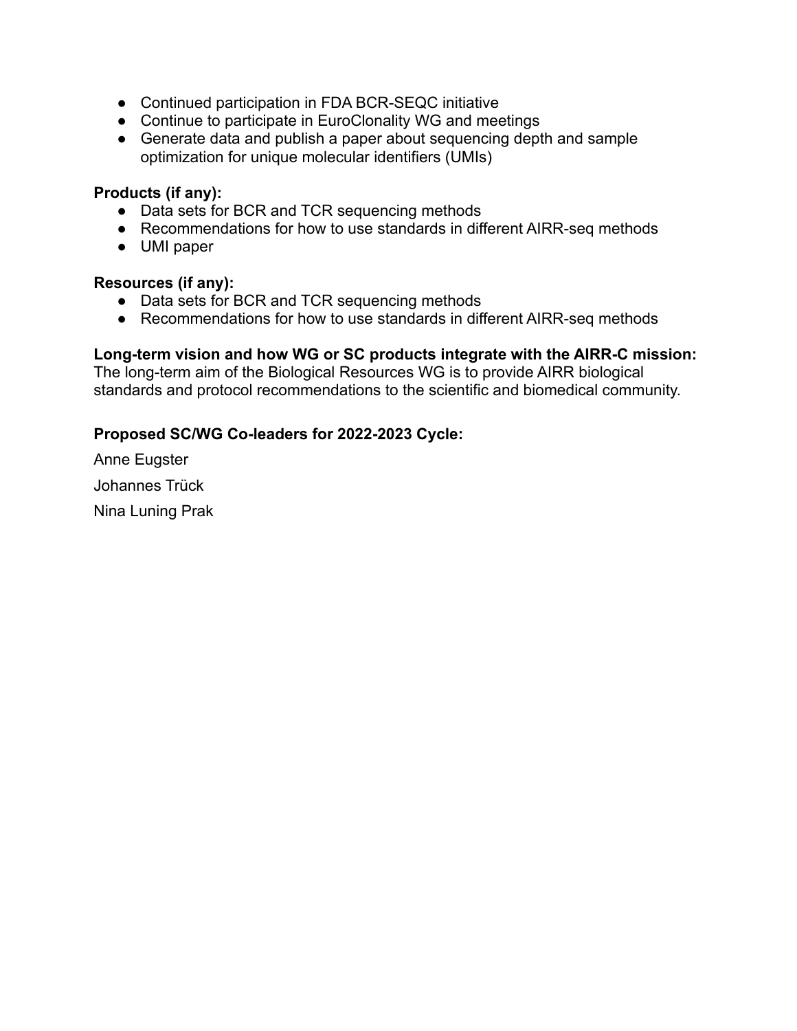- Continued participation in FDA BCR-SEQC initiative
- Continue to participate in EuroClonality WG and meetings
- Generate data and publish a paper about sequencing depth and sample optimization for unique molecular identifiers (UMIs)

**Products (if any):**

- Data sets for BCR and TCR sequencing methods
- Recommendations for how to use standards in different AIRR-seq methods
- UMI paper

**Resources (if any):**

- Data sets for BCR and TCR sequencing methods
- Recommendations for how to use standards in different AIRR-seq methods

**Long-term vision and how WG or SC products integrate with the AIRR-C mission:**
The long-term aim of the Biological Resources WG is to provide AIRR biological standards and protocol recommendations to the scientific and biomedical community.

**Proposed SC/WG Co-leaders for 2022-2023 Cycle:**

Anne Eugster

Johannes Trück

Nina Luning Prak